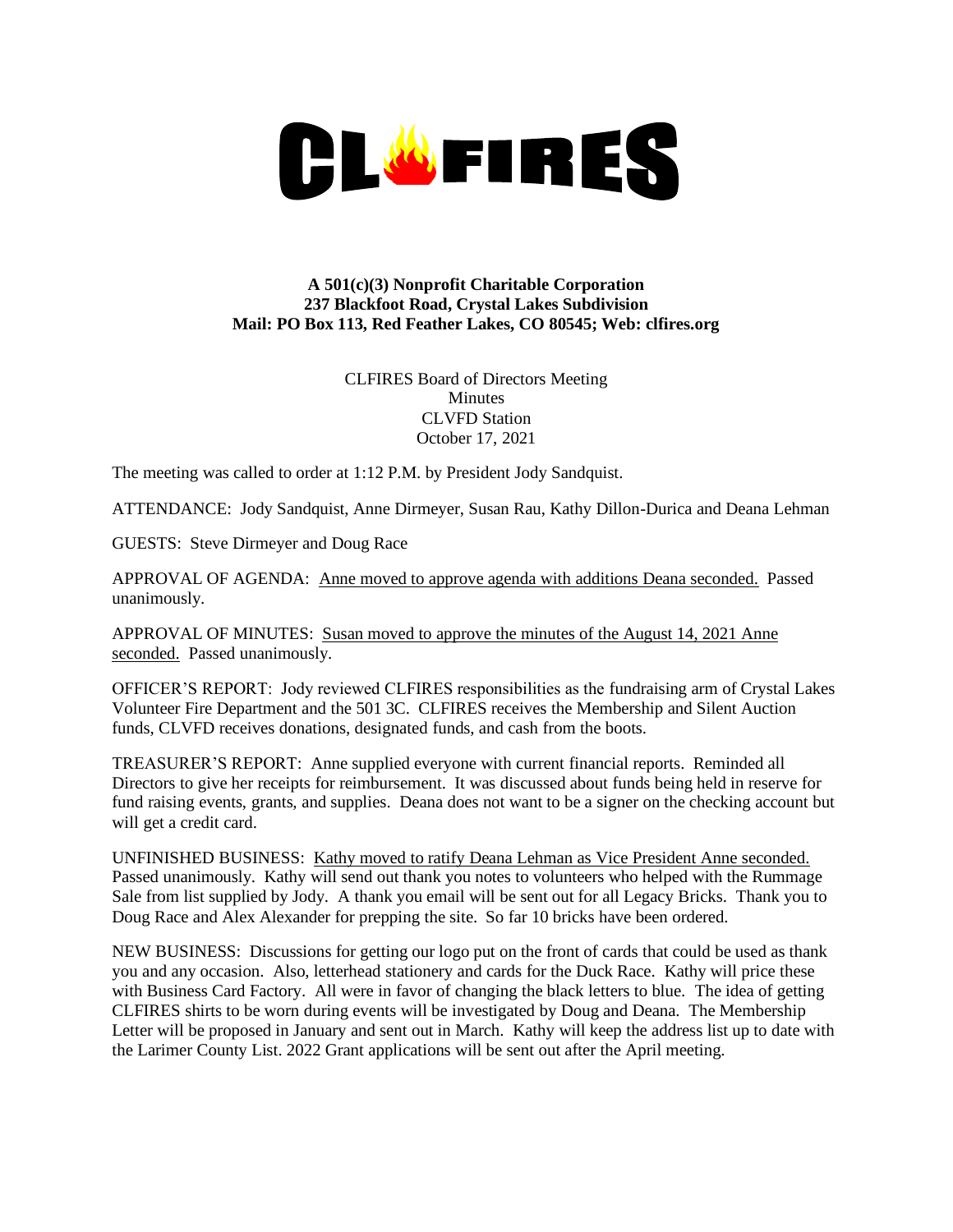# CLFIRES

**A 501(c)(3) Nonprofit Charitable Corporation**
**237 Blackfoot Road, Crystal Lakes Subdivision**
**Mail: PO Box 113, Red Feather Lakes, CO 80545; Web: clfires.org**

CLFIRES Board of Directors Meeting
Minutes
CLVFD Station
October 17, 2021

The meeting was called to order at 1:12 P.M. by President Jody Sandquist.

ATTENDANCE: Jody Sandquist, Anne Dirmeyer, Susan Rau, Kathy Dillon-Durica and Deana Lehman

GUESTS: Steve Dirmeyer and Doug Race

APPROVAL OF AGENDA: Anne moved to approve agenda with additions Deana seconded. Passed unanimously.

APPROVAL OF MINUTES: Susan moved to approve the minutes of the August 14, 2021 Anne seconded. Passed unanimously.

OFFICER'S REPORT: Jody reviewed CLFIRES responsibilities as the fundraising arm of Crystal Lakes Volunteer Fire Department and the 501 3C. CLFIRES receives the Membership and Silent Auction funds, CLVFD receives donations, designated funds, and cash from the boots.

TREASURER'S REPORT: Anne supplied everyone with current financial reports. Reminded all Directors to give her receipts for reimbursement. It was discussed about funds being held in reserve for fund raising events, grants, and supplies. Deana does not want to be a signer on the checking account but will get a credit card.

UNFINISHED BUSINESS: Kathy moved to ratify Deana Lehman as Vice President Anne seconded. Passed unanimously. Kathy will send out thank you notes to volunteers who helped with the Rummage Sale from list supplied by Jody. A thank you email will be sent out for all Legacy Bricks. Thank you to Doug Race and Alex Alexander for prepping the site. So far 10 bricks have been ordered.

NEW BUSINESS: Discussions for getting our logo put on the front of cards that could be used as thank you and any occasion. Also, letterhead stationery and cards for the Duck Race. Kathy will price these with Business Card Factory. All were in favor of changing the black letters to blue. The idea of getting CLFIRES shirts to be worn during events will be investigated by Doug and Deana. The Membership Letter will be proposed in January and sent out in March. Kathy will keep the address list up to date with the Larimer County List. 2022 Grant applications will be sent out after the April meeting.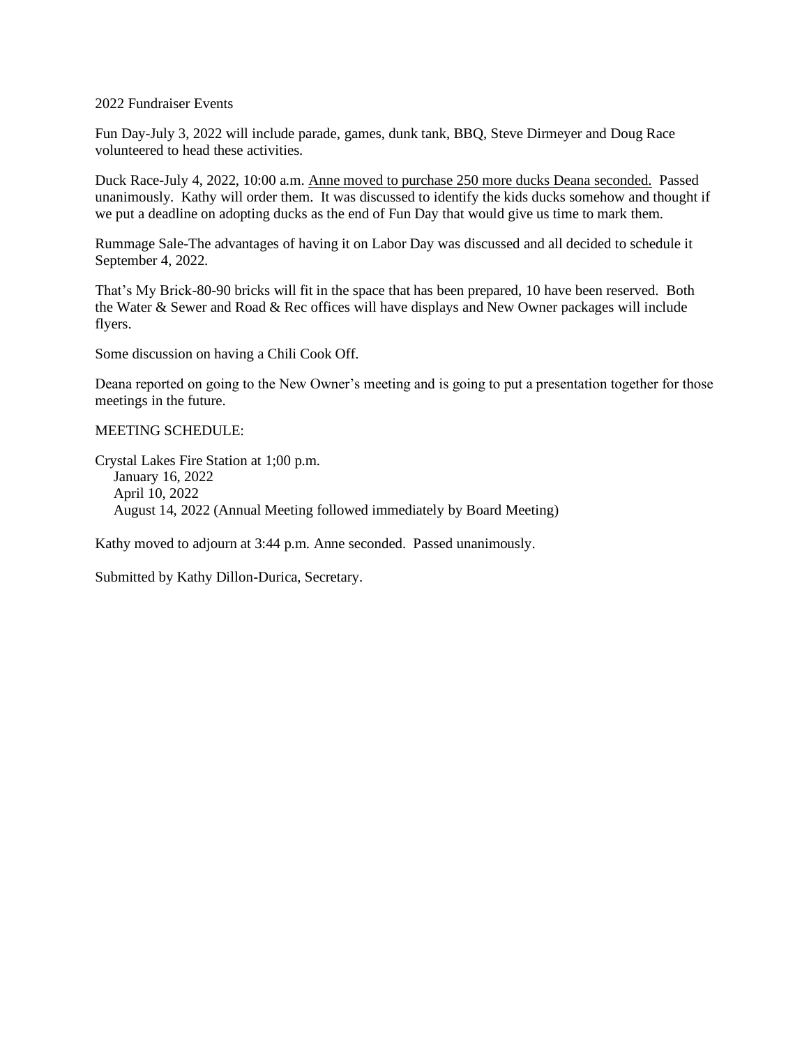2022 Fundraiser Events

Fun Day-July 3, 2022 will include parade, games, dunk tank, BBQ, Steve Dirmeyer and Doug Race volunteered to head these activities.

Duck Race-July 4, 2022, 10:00 a.m. <u>Anne moved to purchase 250 more ducks Deana seconded.</u> Passed unanimously. Kathy will order them. It was discussed to identify the kids ducks somehow and thought if we put a deadline on adopting ducks as the end of Fun Day that would give us time to mark them.

Rummage Sale-The advantages of having it on Labor Day was discussed and all decided to schedule it September 4, 2022.

That's My Brick-80-90 bricks will fit in the space that has been prepared, 10 have been reserved. Both the Water & Sewer and Road & Rec offices will have displays and New Owner packages will include flyers.

Some discussion on having a Chili Cook Off.

Deana reported on going to the New Owner's meeting and is going to put a presentation together for those meetings in the future.

MEETING SCHEDULE:

Crystal Lakes Fire Station at 1;00 p.m.
- January 16, 2022
- April 10, 2022
- August 14, 2022 (Annual Meeting followed immediately by Board Meeting)

Kathy moved to adjourn at 3:44 p.m. Anne seconded. Passed unanimously.

Submitted by Kathy Dillon-Durica, Secretary.